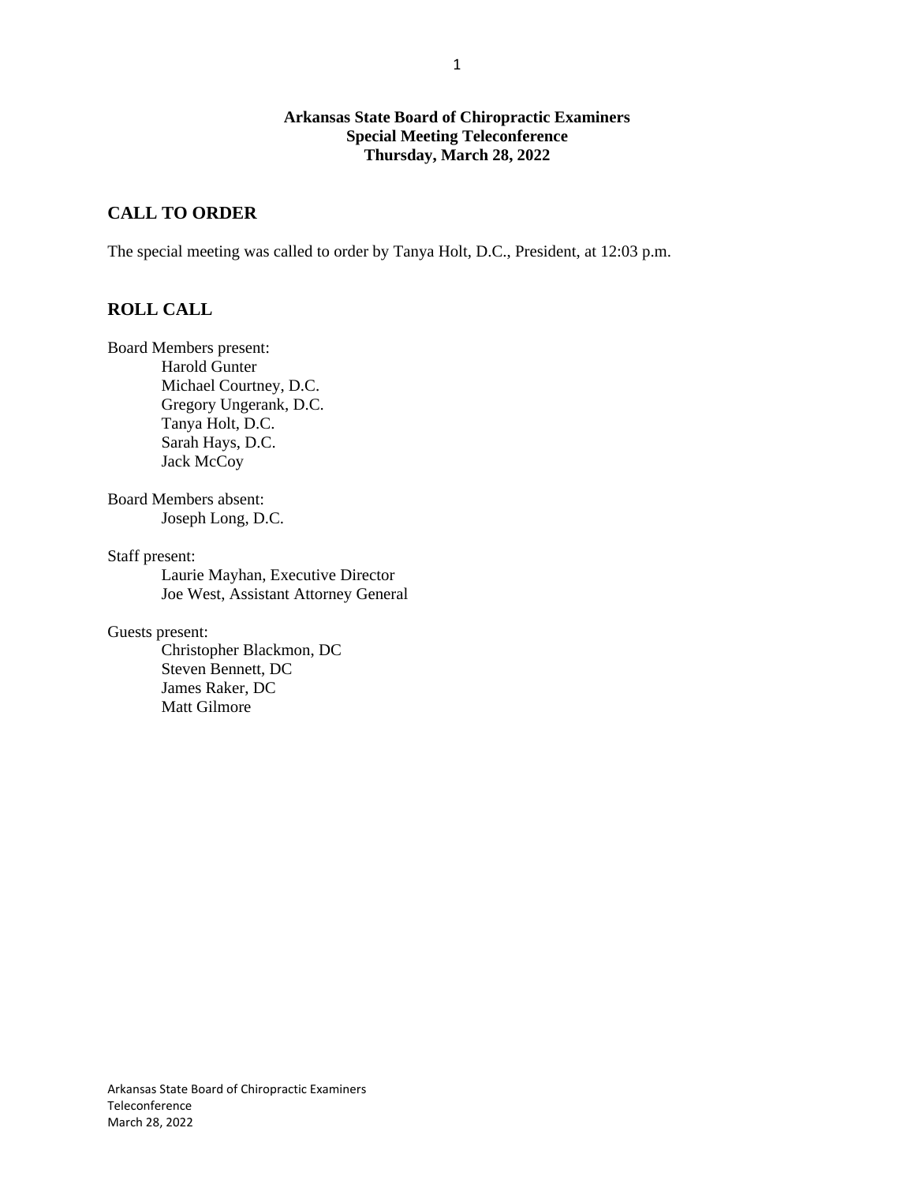**Arkansas State Board of Chiropractic Examiners**
**Special Meeting Teleconference**
**Thursday, March 28, 2022**

## CALL TO ORDER

The special meeting was called to order by Tanya Holt, D.C., President, at 12:03 p.m.

## ROLL CALL

Board Members present:
- Harold Gunter
- Michael Courtney, D.C.
- Gregory Ungerank, D.C.
- Tanya Holt, D.C.
- Sarah Hays, D.C.
- Jack McCoy

Board Members absent:
- Joseph Long, D.C.

Staff present:
- Laurie Mayhan, Executive Director
- Joe West, Assistant Attorney General

Guests present:
- Christopher Blackmon, DC
- Steven Bennett, DC
- James Raker, DC
- Matt Gilmore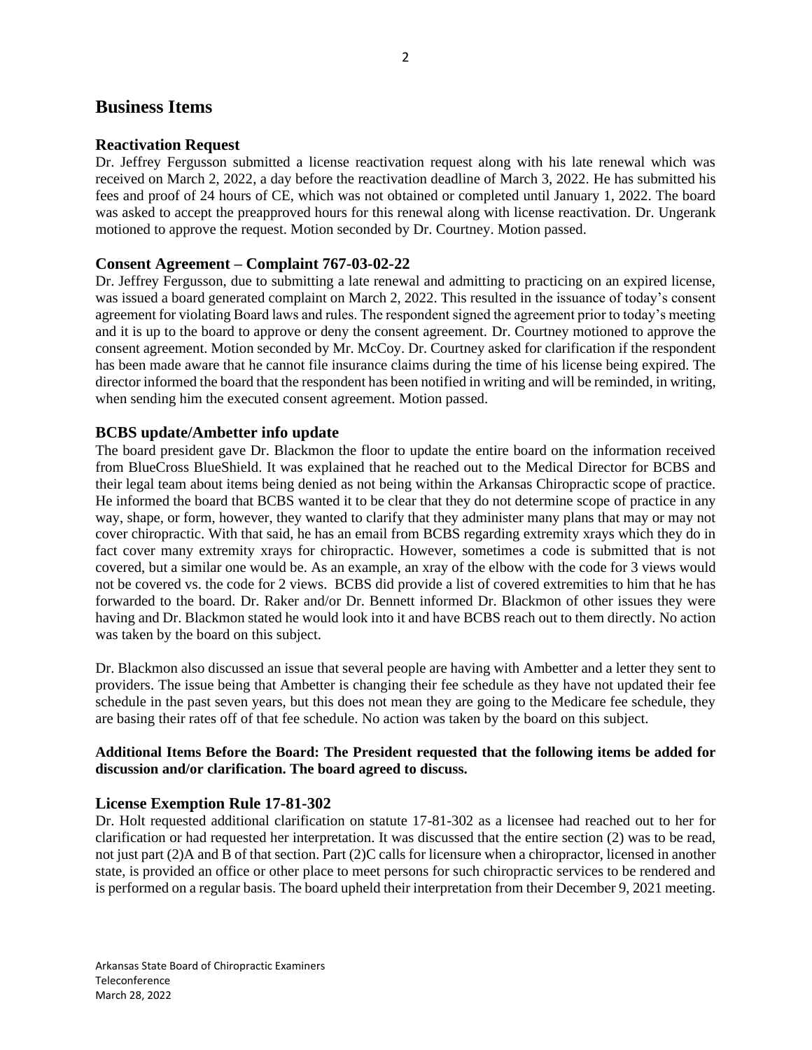## Business Items

### Reactivation Request

Dr. Jeffrey Fergusson submitted a license reactivation request along with his late renewal which was received on March 2, 2022, a day before the reactivation deadline of March 3, 2022. He has submitted his fees and proof of 24 hours of CE, which was not obtained or completed until January 1, 2022. The board was asked to accept the preapproved hours for this renewal along with license reactivation. Dr. Ungerank motioned to approve the request. Motion seconded by Dr. Courtney. Motion passed.

### Consent Agreement – Complaint 767-03-02-22

Dr. Jeffrey Fergusson, due to submitting a late renewal and admitting to practicing on an expired license, was issued a board generated complaint on March 2, 2022. This resulted in the issuance of today's consent agreement for violating Board laws and rules. The respondent signed the agreement prior to today's meeting and it is up to the board to approve or deny the consent agreement. Dr. Courtney motioned to approve the consent agreement. Motion seconded by Mr. McCoy. Dr. Courtney asked for clarification if the respondent has been made aware that he cannot file insurance claims during the time of his license being expired. The director informed the board that the respondent has been notified in writing and will be reminded, in writing, when sending him the executed consent agreement. Motion passed.

### BCBS update/Ambetter info update

The board president gave Dr. Blackmon the floor to update the entire board on the information received from BlueCross BlueShield. It was explained that he reached out to the Medical Director for BCBS and their legal team about items being denied as not being within the Arkansas Chiropractic scope of practice. He informed the board that BCBS wanted it to be clear that they do not determine scope of practice in any way, shape, or form, however, they wanted to clarify that they administer many plans that may or may not cover chiropractic. With that said, he has an email from BCBS regarding extremity xrays which they do in fact cover many extremity xrays for chiropractic. However, sometimes a code is submitted that is not covered, but a similar one would be. As an example, an xray of the elbow with the code for 3 views would not be covered vs. the code for 2 views. BCBS did provide a list of covered extremities to him that he has forwarded to the board. Dr. Raker and/or Dr. Bennett informed Dr. Blackmon of other issues they were having and Dr. Blackmon stated he would look into it and have BCBS reach out to them directly. No action was taken by the board on this subject.

Dr. Blackmon also discussed an issue that several people are having with Ambetter and a letter they sent to providers. The issue being that Ambetter is changing their fee schedule as they have not updated their fee schedule in the past seven years, but this does not mean they are going to the Medicare fee schedule, they are basing their rates off of that fee schedule. No action was taken by the board on this subject.

**Additional Items Before the Board: The President requested that the following items be added for discussion and/or clarification. The board agreed to discuss.**

### License Exemption Rule 17-81-302

Dr. Holt requested additional clarification on statute 17-81-302 as a licensee had reached out to her for clarification or had requested her interpretation. It was discussed that the entire section (2) was to be read, not just part (2)A and B of that section. Part (2)C calls for licensure when a chiropractor, licensed in another state, is provided an office or other place to meet persons for such chiropractic services to be rendered and is performed on a regular basis. The board upheld their interpretation from their December 9, 2021 meeting.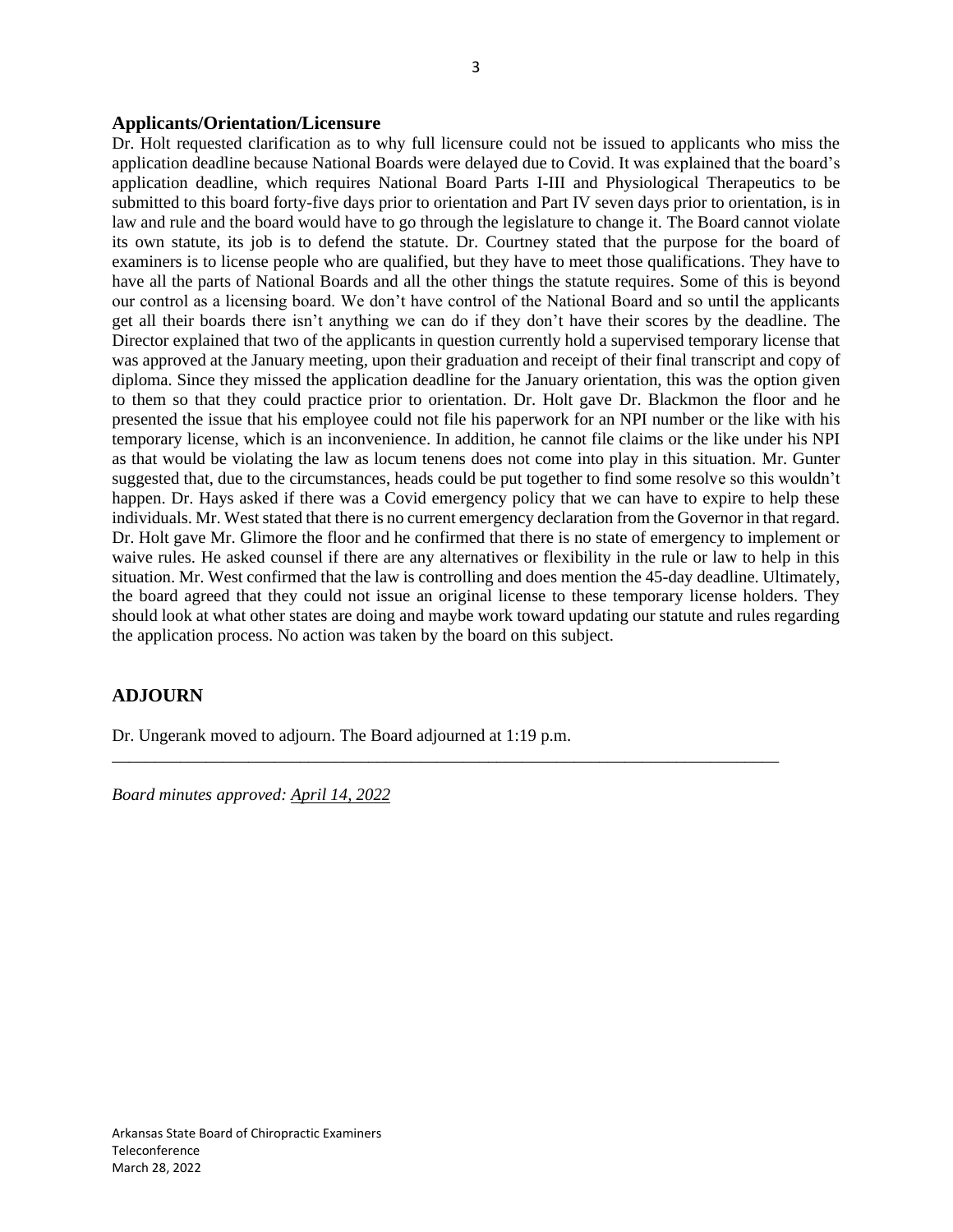## Applicants/Orientation/Licensure

Dr. Holt requested clarification as to why full licensure could not be issued to applicants who miss the application deadline because National Boards were delayed due to Covid. It was explained that the board's application deadline, which requires National Board Parts I-III and Physiological Therapeutics to be submitted to this board forty-five days prior to orientation and Part IV seven days prior to orientation, is in law and rule and the board would have to go through the legislature to change it. The Board cannot violate its own statute, its job is to defend the statute. Dr. Courtney stated that the purpose for the board of examiners is to license people who are qualified, but they have to meet those qualifications. They have to have all the parts of National Boards and all the other things the statute requires. Some of this is beyond our control as a licensing board. We don't have control of the National Board and so until the applicants get all their boards there isn't anything we can do if they don't have their scores by the deadline. The Director explained that two of the applicants in question currently hold a supervised temporary license that was approved at the January meeting, upon their graduation and receipt of their final transcript and copy of diploma. Since they missed the application deadline for the January orientation, this was the option given to them so that they could practice prior to orientation. Dr. Holt gave Dr. Blackmon the floor and he presented the issue that his employee could not file his paperwork for an NPI number or the like with his temporary license, which is an inconvenience. In addition, he cannot file claims or the like under his NPI as that would be violating the law as locum tenens does not come into play in this situation. Mr. Gunter suggested that, due to the circumstances, heads could be put together to find some resolve so this wouldn't happen. Dr. Hays asked if there was a Covid emergency policy that we can have to expire to help these individuals. Mr. West stated that there is no current emergency declaration from the Governor in that regard. Dr. Holt gave Mr. Glimore the floor and he confirmed that there is no state of emergency to implement or waive rules. He asked counsel if there are any alternatives or flexibility in the rule or law to help in this situation. Mr. West confirmed that the law is controlling and does mention the 45-day deadline. Ultimately, the board agreed that they could not issue an original license to these temporary license holders. They should look at what other states are doing and maybe work toward updating our statute and rules regarding the application process. No action was taken by the board on this subject.

## ADJOURN

Dr. Ungerank moved to adjourn. The Board adjourned at 1:19 p.m.

---

*Board minutes approved: April 14, 2022*